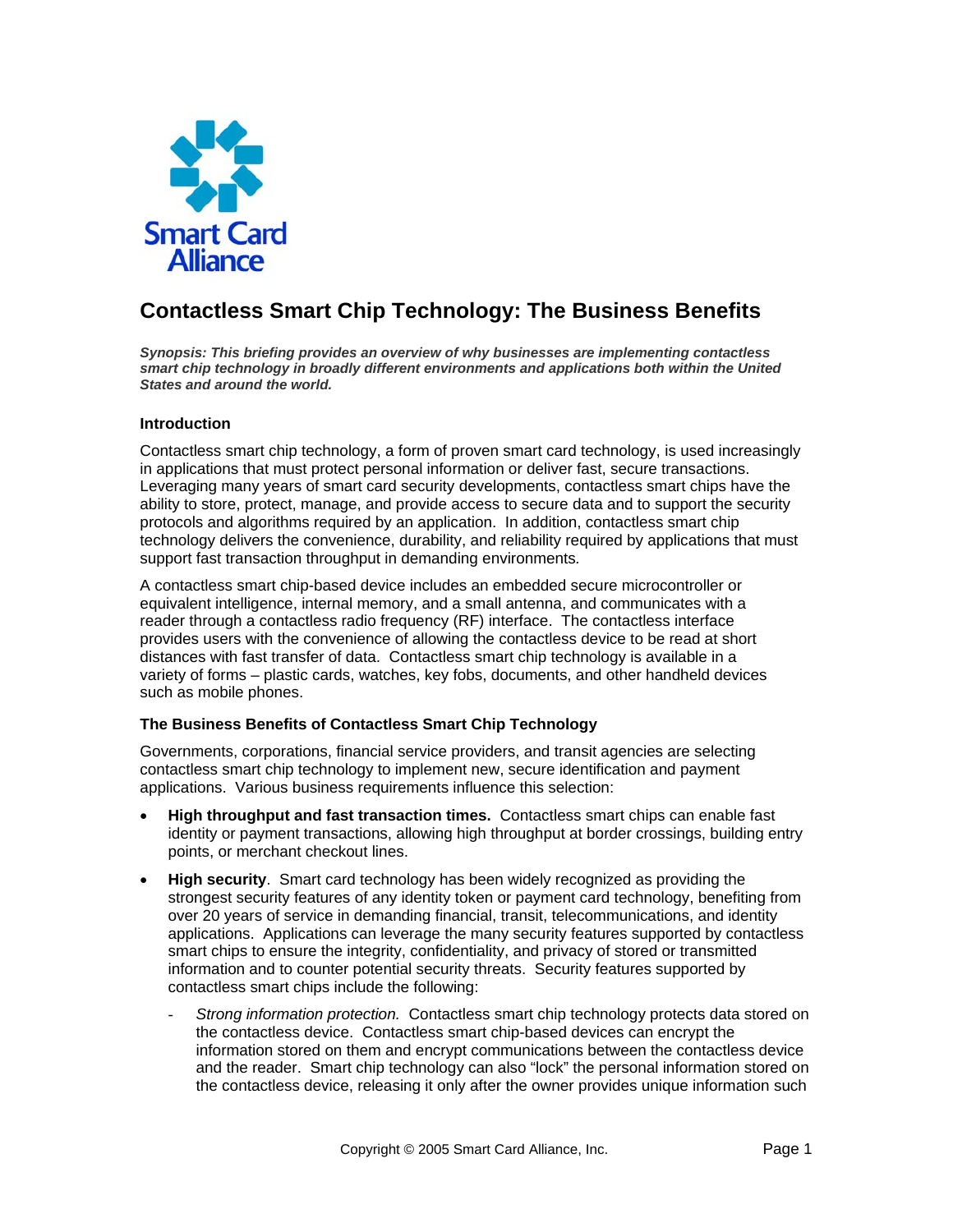Smart Card Alliance

# Contactless Smart Chip Technology: The Business Benefits

***Synopsis: This briefing provides an overview of why businesses are implementing contactless smart chip technology in broadly different environments and applications both within the United States and around the world.***

### Introduction

Contactless smart chip technology, a form of proven smart card technology, is used increasingly in applications that must protect personal information or deliver fast, secure transactions. Leveraging many years of smart card security developments, contactless smart chips have the ability to store, protect, manage, and provide access to secure data and to support the security protocols and algorithms required by an application. In addition, contactless smart chip technology delivers the convenience, durability, and reliability required by applications that must support fast transaction throughput in demanding environments.

A contactless smart chip-based device includes an embedded secure microcontroller or equivalent intelligence, internal memory, and a small antenna, and communicates with a reader through a contactless radio frequency (RF) interface. The contactless interface provides users with the convenience of allowing the contactless device to be read at short distances with fast transfer of data. Contactless smart chip technology is available in a variety of forms – plastic cards, watches, key fobs, documents, and other handheld devices such as mobile phones.

### The Business Benefits of Contactless Smart Chip Technology

Governments, corporations, financial service providers, and transit agencies are selecting contactless smart chip technology to implement new, secure identification and payment applications. Various business requirements influence this selection:

- **High throughput and fast transaction times.** Contactless smart chips can enable fast identity or payment transactions, allowing high throughput at border crossings, building entry points, or merchant checkout lines.
- **High security**. Smart card technology has been widely recognized as providing the strongest security features of any identity token or payment card technology, benefiting from over 20 years of service in demanding financial, transit, telecommunications, and identity applications. Applications can leverage the many security features supported by contactless smart chips to ensure the integrity, confidentiality, and privacy of stored or transmitted information and to counter potential security threats. Security features supported by contactless smart chips include the following:
  - *Strong information protection.* Contactless smart chip technology protects data stored on the contactless device. Contactless smart chip-based devices can encrypt the information stored on them and encrypt communications between the contactless device and the reader. Smart chip technology can also "lock" the personal information stored on the contactless device, releasing it only after the owner provides unique information such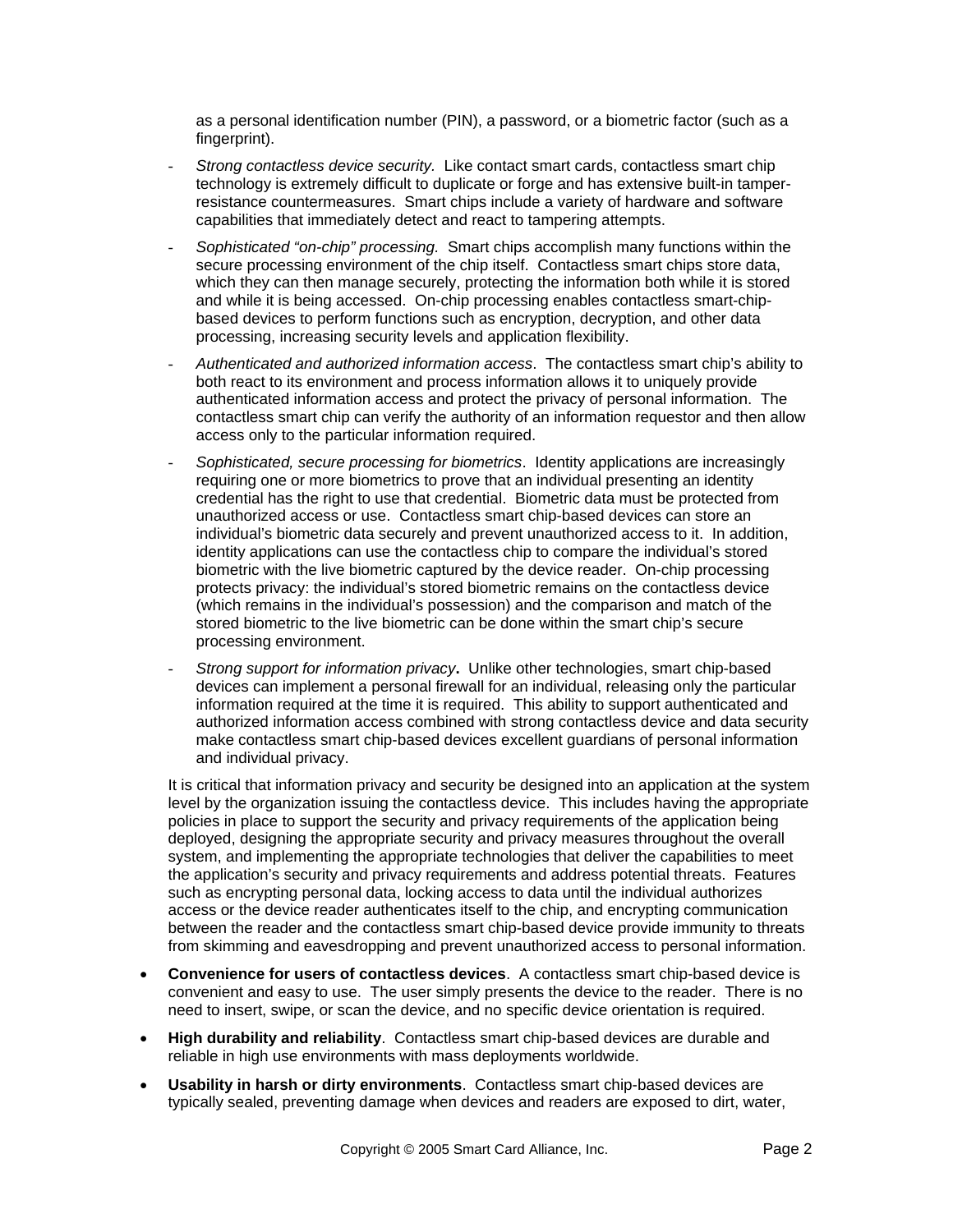as a personal identification number (PIN), a password, or a biometric factor (such as a fingerprint).

  - *Strong contactless device security.* Like contact smart cards, contactless smart chip technology is extremely difficult to duplicate or forge and has extensive built-in tamper-resistance countermeasures. Smart chips include a variety of hardware and software capabilities that immediately detect and react to tampering attempts.
  - *Sophisticated "on-chip" processing.* Smart chips accomplish many functions within the secure processing environment of the chip itself. Contactless smart chips store data, which they can then manage securely, protecting the information both while it is stored and while it is being accessed. On-chip processing enables contactless smart-chip-based devices to perform functions such as encryption, decryption, and other data processing, increasing security levels and application flexibility.
  - *Authenticated and authorized information access*. The contactless smart chip's ability to both react to its environment and process information allows it to uniquely provide authenticated information access and protect the privacy of personal information. The contactless smart chip can verify the authority of an information requestor and then allow access only to the particular information required.
  - *Sophisticated, secure processing for biometrics*. Identity applications are increasingly requiring one or more biometrics to prove that an individual presenting an identity credential has the right to use that credential. Biometric data must be protected from unauthorized access or use. Contactless smart chip-based devices can store an individual's biometric data securely and prevent unauthorized access to it. In addition, identity applications can use the contactless chip to compare the individual's stored biometric with the live biometric captured by the device reader. On-chip processing protects privacy: the individual's stored biometric remains on the contactless device (which remains in the individual's possession) and the comparison and match of the stored biometric to the live biometric can be done within the smart chip's secure processing environment.
  - *Strong support for information privacy***.** Unlike other technologies, smart chip-based devices can implement a personal firewall for an individual, releasing only the particular information required at the time it is required. This ability to support authenticated and authorized information access combined with strong contactless device and data security make contactless smart chip-based devices excellent guardians of personal information and individual privacy.

  It is critical that information privacy and security be designed into an application at the system level by the organization issuing the contactless device. This includes having the appropriate policies in place to support the security and privacy requirements of the application being deployed, designing the appropriate security and privacy measures throughout the overall system, and implementing the appropriate technologies that deliver the capabilities to meet the application's security and privacy requirements and address potential threats. Features such as encrypting personal data, locking access to data until the individual authorizes access or the device reader authenticates itself to the chip, and encrypting communication between the reader and the contactless smart chip-based device provide immunity to threats from skimming and eavesdropping and prevent unauthorized access to personal information.

- **Convenience for users of contactless devices**. A contactless smart chip-based device is convenient and easy to use. The user simply presents the device to the reader. There is no need to insert, swipe, or scan the device, and no specific device orientation is required.
- **High durability and reliability**. Contactless smart chip-based devices are durable and reliable in high use environments with mass deployments worldwide.
- **Usability in harsh or dirty environments**. Contactless smart chip-based devices are typically sealed, preventing damage when devices and readers are exposed to dirt, water,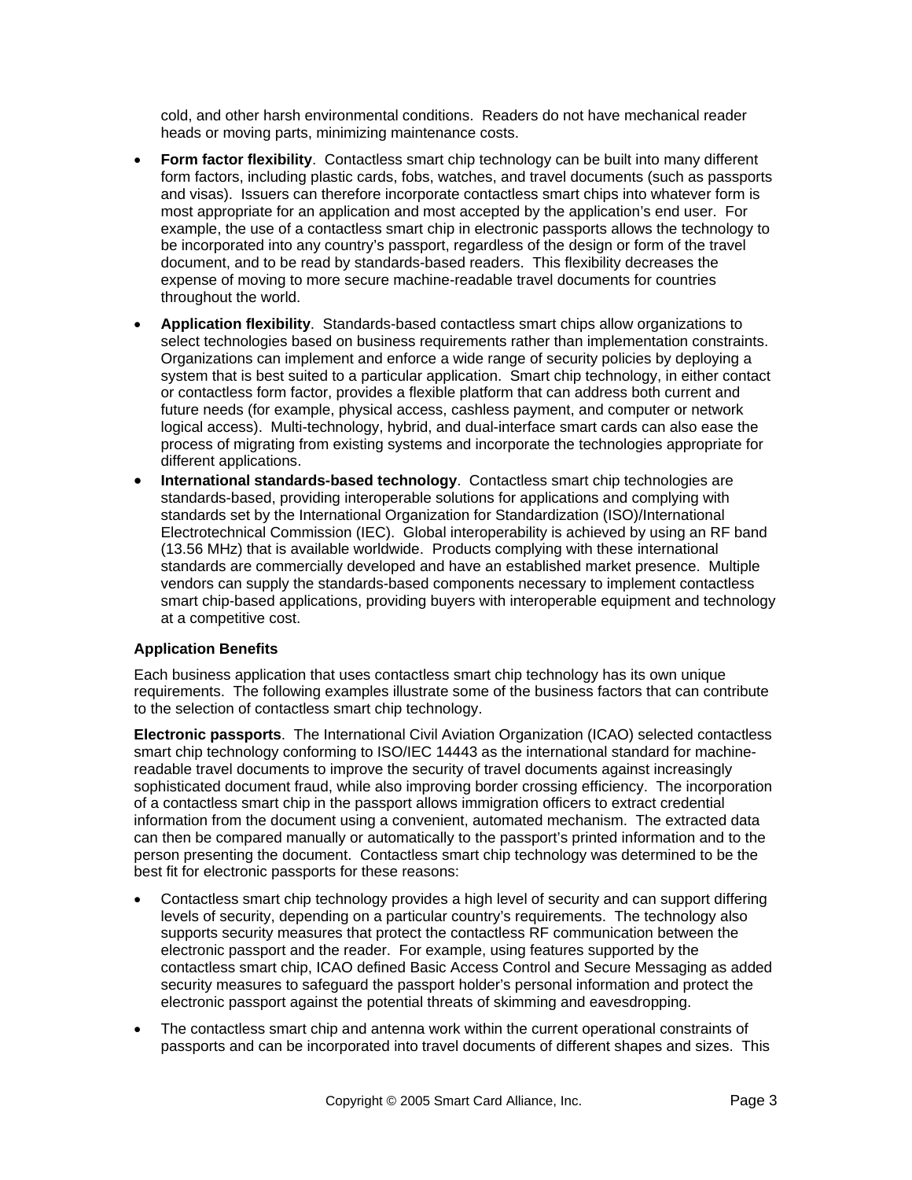cold, and other harsh environmental conditions. Readers do not have mechanical reader heads or moving parts, minimizing maintenance costs.

- **Form factor flexibility**. Contactless smart chip technology can be built into many different form factors, including plastic cards, fobs, watches, and travel documents (such as passports and visas). Issuers can therefore incorporate contactless smart chips into whatever form is most appropriate for an application and most accepted by the application's end user. For example, the use of a contactless smart chip in electronic passports allows the technology to be incorporated into any country's passport, regardless of the design or form of the travel document, and to be read by standards-based readers. This flexibility decreases the expense of moving to more secure machine-readable travel documents for countries throughout the world.
- **Application flexibility**. Standards-based contactless smart chips allow organizations to select technologies based on business requirements rather than implementation constraints. Organizations can implement and enforce a wide range of security policies by deploying a system that is best suited to a particular application. Smart chip technology, in either contact or contactless form factor, provides a flexible platform that can address both current and future needs (for example, physical access, cashless payment, and computer or network logical access). Multi-technology, hybrid, and dual-interface smart cards can also ease the process of migrating from existing systems and incorporate the technologies appropriate for different applications.
- **International standards-based technology**. Contactless smart chip technologies are standards-based, providing interoperable solutions for applications and complying with standards set by the International Organization for Standardization (ISO)/International Electrotechnical Commission (IEC). Global interoperability is achieved by using an RF band (13.56 MHz) that is available worldwide. Products complying with these international standards are commercially developed and have an established market presence. Multiple vendors can supply the standards-based components necessary to implement contactless smart chip-based applications, providing buyers with interoperable equipment and technology at a competitive cost.

**Application Benefits**

Each business application that uses contactless smart chip technology has its own unique requirements. The following examples illustrate some of the business factors that can contribute to the selection of contactless smart chip technology.

**Electronic passports**. The International Civil Aviation Organization (ICAO) selected contactless smart chip technology conforming to ISO/IEC 14443 as the international standard for machine-readable travel documents to improve the security of travel documents against increasingly sophisticated document fraud, while also improving border crossing efficiency. The incorporation of a contactless smart chip in the passport allows immigration officers to extract credential information from the document using a convenient, automated mechanism. The extracted data can then be compared manually or automatically to the passport's printed information and to the person presenting the document. Contactless smart chip technology was determined to be the best fit for electronic passports for these reasons:

- Contactless smart chip technology provides a high level of security and can support differing levels of security, depending on a particular country's requirements. The technology also supports security measures that protect the contactless RF communication between the electronic passport and the reader. For example, using features supported by the contactless smart chip, ICAO defined Basic Access Control and Secure Messaging as added security measures to safeguard the passport holder's personal information and protect the electronic passport against the potential threats of skimming and eavesdropping.
- The contactless smart chip and antenna work within the current operational constraints of passports and can be incorporated into travel documents of different shapes and sizes. This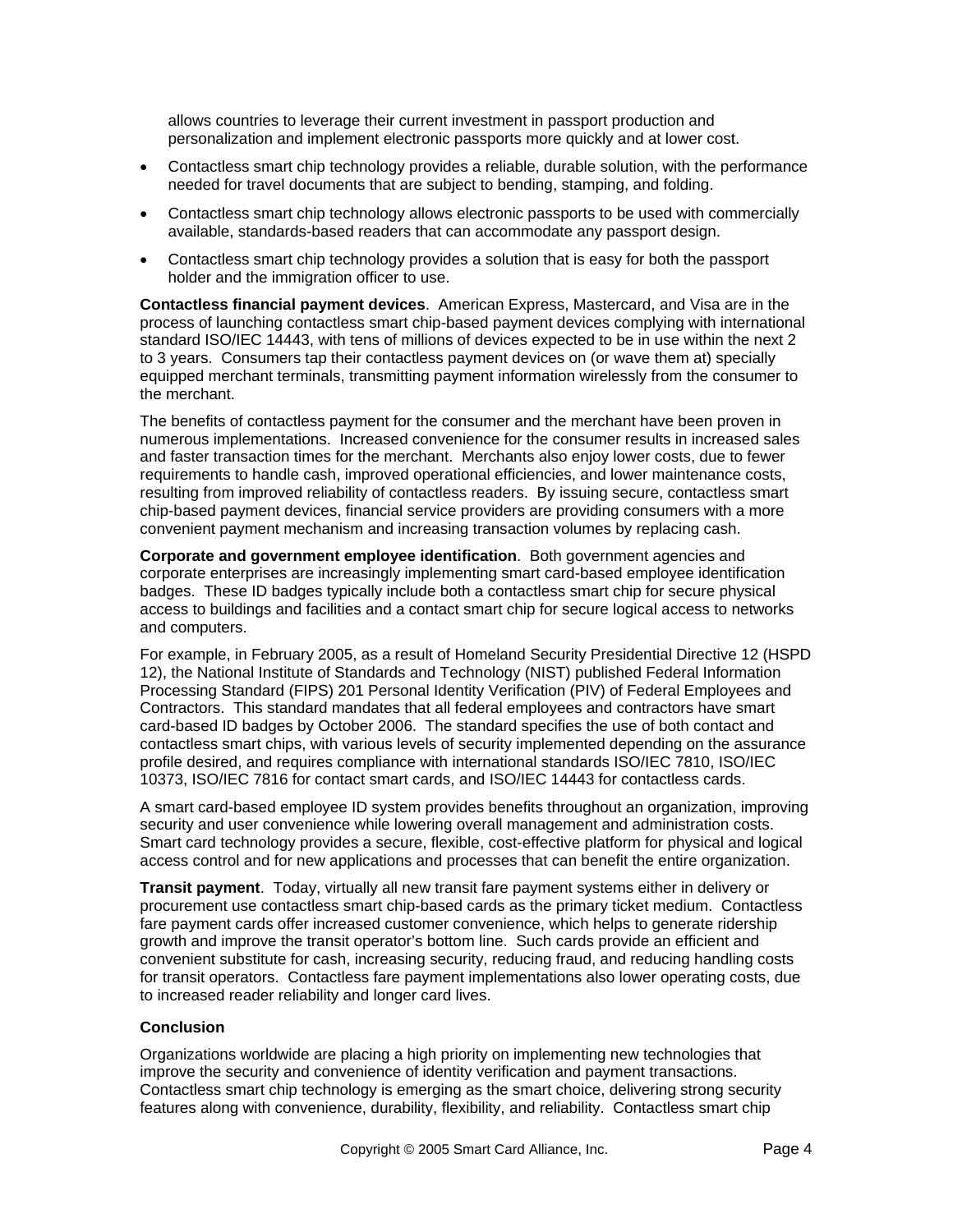allows countries to leverage their current investment in passport production and personalization and implement electronic passports more quickly and at lower cost.

- Contactless smart chip technology provides a reliable, durable solution, with the performance needed for travel documents that are subject to bending, stamping, and folding.
- Contactless smart chip technology allows electronic passports to be used with commercially available, standards-based readers that can accommodate any passport design.
- Contactless smart chip technology provides a solution that is easy for both the passport holder and the immigration officer to use.

**Contactless financial payment devices**. American Express, Mastercard, and Visa are in the process of launching contactless smart chip-based payment devices complying with international standard ISO/IEC 14443, with tens of millions of devices expected to be in use within the next 2 to 3 years. Consumers tap their contactless payment devices on (or wave them at) specially equipped merchant terminals, transmitting payment information wirelessly from the consumer to the merchant.

The benefits of contactless payment for the consumer and the merchant have been proven in numerous implementations. Increased convenience for the consumer results in increased sales and faster transaction times for the merchant. Merchants also enjoy lower costs, due to fewer requirements to handle cash, improved operational efficiencies, and lower maintenance costs, resulting from improved reliability of contactless readers. By issuing secure, contactless smart chip-based payment devices, financial service providers are providing consumers with a more convenient payment mechanism and increasing transaction volumes by replacing cash.

**Corporate and government employee identification**. Both government agencies and corporate enterprises are increasingly implementing smart card-based employee identification badges. These ID badges typically include both a contactless smart chip for secure physical access to buildings and facilities and a contact smart chip for secure logical access to networks and computers.

For example, in February 2005, as a result of Homeland Security Presidential Directive 12 (HSPD 12), the National Institute of Standards and Technology (NIST) published Federal Information Processing Standard (FIPS) 201 Personal Identity Verification (PIV) of Federal Employees and Contractors. This standard mandates that all federal employees and contractors have smart card-based ID badges by October 2006. The standard specifies the use of both contact and contactless smart chips, with various levels of security implemented depending on the assurance profile desired, and requires compliance with international standards ISO/IEC 7810, ISO/IEC 10373, ISO/IEC 7816 for contact smart cards, and ISO/IEC 14443 for contactless cards.

A smart card-based employee ID system provides benefits throughout an organization, improving security and user convenience while lowering overall management and administration costs. Smart card technology provides a secure, flexible, cost-effective platform for physical and logical access control and for new applications and processes that can benefit the entire organization.

**Transit payment**. Today, virtually all new transit fare payment systems either in delivery or procurement use contactless smart chip-based cards as the primary ticket medium. Contactless fare payment cards offer increased customer convenience, which helps to generate ridership growth and improve the transit operator's bottom line. Such cards provide an efficient and convenient substitute for cash, increasing security, reducing fraud, and reducing handling costs for transit operators. Contactless fare payment implementations also lower operating costs, due to increased reader reliability and longer card lives.

**Conclusion**

Organizations worldwide are placing a high priority on implementing new technologies that improve the security and convenience of identity verification and payment transactions. Contactless smart chip technology is emerging as the smart choice, delivering strong security features along with convenience, durability, flexibility, and reliability. Contactless smart chip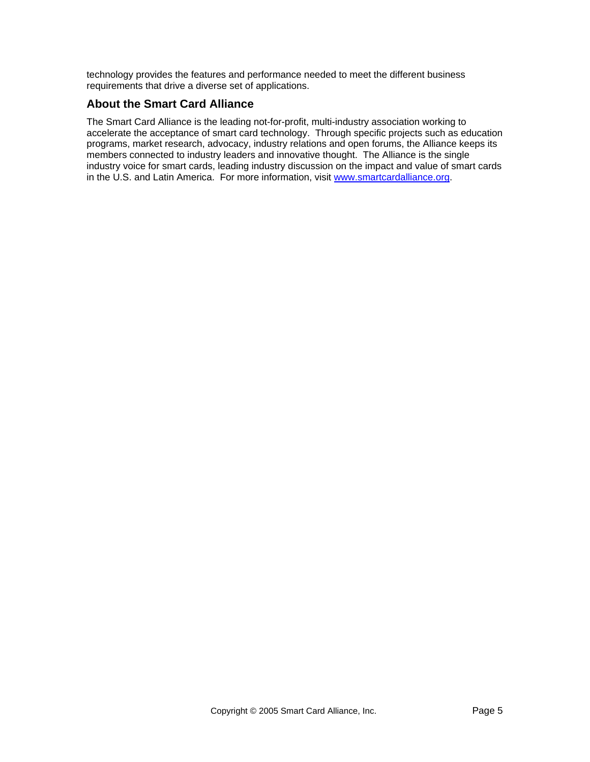technology provides the features and performance needed to meet the different business requirements that drive a diverse set of applications.

### About the Smart Card Alliance

The Smart Card Alliance is the leading not-for-profit, multi-industry association working to accelerate the acceptance of smart card technology. Through specific projects such as education programs, market research, advocacy, industry relations and open forums, the Alliance keeps its members connected to industry leaders and innovative thought. The Alliance is the single industry voice for smart cards, leading industry discussion on the impact and value of smart cards in the U.S. and Latin America. For more information, visit [www.smartcardalliance.org](http://www.smartcardalliance.org).

Copyright © 2005 Smart Card Alliance, Inc.